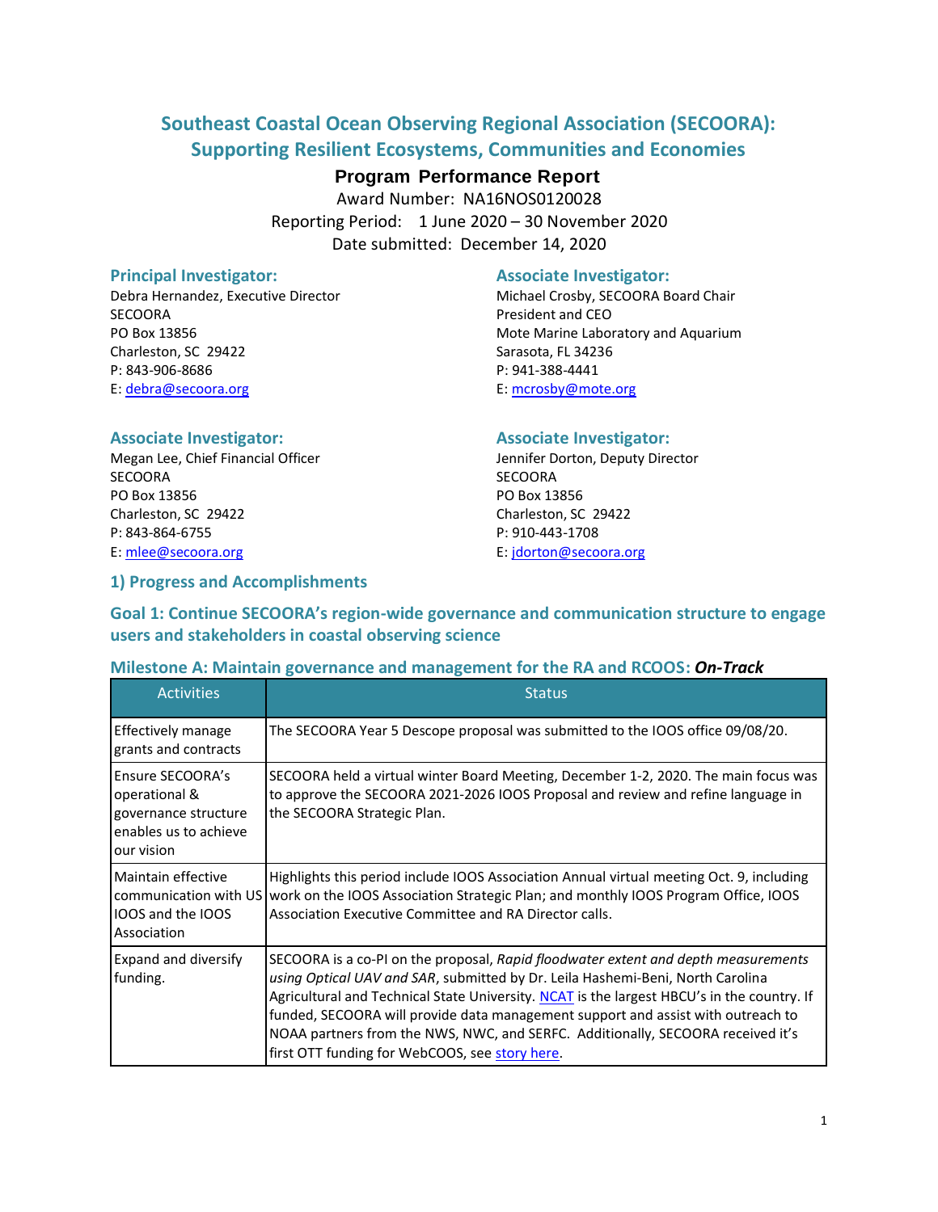# Southeast Coastal Ocean Observing Regional Association (SECOORA): Supporting Resilient Ecosystems, Communities and Economies

**Program Performance Report**

Award Number: NA16NOS0120028

Reporting Period: 1 June 2020 – 30 November 2020

Date submitted: December 14, 2020

### Principal Investigator:

Debra Hernandez, Executive Director
SECOORA
PO Box 13856
Charleston, SC 29422
P: 843-906-8686
E: debra@secoora.org

### Associate Investigator:

Michael Crosby, SECOORA Board Chair
President and CEO
Mote Marine Laboratory and Aquarium
Sarasota, FL 34236
P: 941-388-4441
E: mcrosby@mote.org

### Associate Investigator:

Megan Lee, Chief Financial Officer
SECOORA
PO Box 13856
Charleston, SC 29422
P: 843-864-6755
E: mlee@secoora.org

### Associate Investigator:

Jennifer Dorton, Deputy Director
SECOORA
PO Box 13856
Charleston, SC 29422
P: 910-443-1708
E: jdorton@secoora.org

## 1) Progress and Accomplishments

## Goal 1: Continue SECOORA's region-wide governance and communication structure to engage users and stakeholders in coastal observing science

### Milestone A: Maintain governance and management for the RA and RCOOS: *On-Track*

| Activities | Status |
|---|---|
| Effectively manage grants and contracts | The SECOORA Year 5 Descope proposal was submitted to the IOOS office 09/08/20. |
| Ensure SECOORA's operational & governance structure enables us to achieve our vision | SECOORA held a virtual winter Board Meeting, December 1-2, 2020. The main focus was to approve the SECOORA 2021-2026 IOOS Proposal and review and refine language in the SECOORA Strategic Plan. |
| Maintain effective communication with US IOOS and the IOOS Association | Highlights this period include IOOS Association Annual virtual meeting Oct. 9, including work on the IOOS Association Strategic Plan; and monthly IOOS Program Office, IOOS Association Executive Committee and RA Director calls. |
| Expand and diversify funding. | SECOORA is a co-PI on the proposal, *Rapid floodwater extent and depth measurements using Optical UAV and SAR*, submitted by Dr. Leila Hashemi-Beni, North Carolina Agricultural and Technical State University. NCAT is the largest HBCU's in the country. If funded, SECOORA will provide data management support and assist with outreach to NOAA partners from the NWS, NWC, and SERFC. Additionally, SECOORA received it's first OTT funding for WebCOOS, see story here. |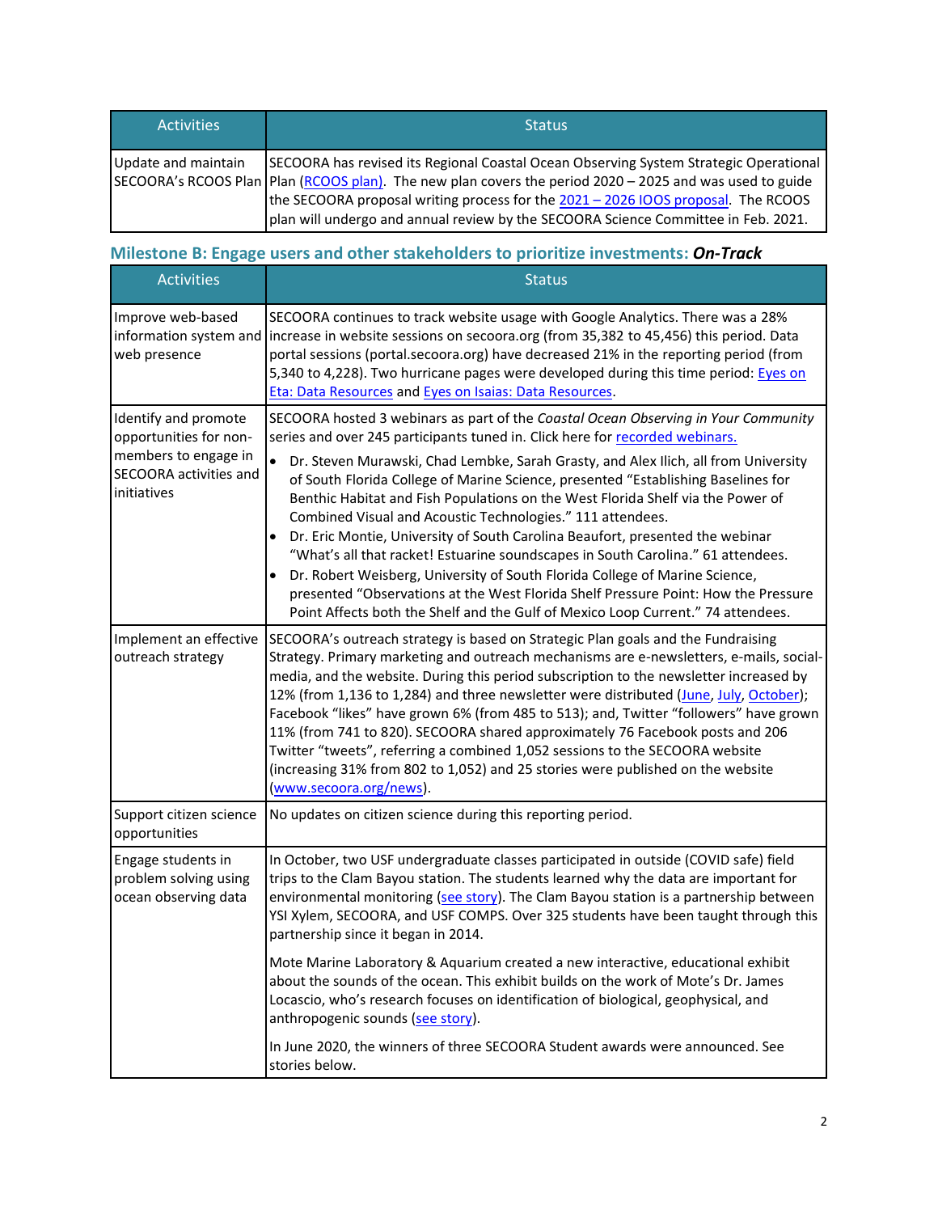| Activities | Status |
|---|---|
| Update and maintain SECOORA's RCOOS Plan | SECOORA has revised its Regional Coastal Ocean Observing System Strategic Operational Plan (RCOOS plan). The new plan covers the period 2020 – 2025 and was used to guide the SECOORA proposal writing process for the 2021 – 2026 IOOS proposal. The RCOOS plan will undergo and annual review by the SECOORA Science Committee in Feb. 2021. |

## Milestone B: Engage users and other stakeholders to prioritize investments: *On-Track*

| Activities | Status |
|---|---|
| Improve web-based information system and web presence | SECOORA continues to track website usage with Google Analytics. There was a 28% increase in website sessions on secoora.org (from 35,382 to 45,456) this period. Data portal sessions (portal.secoora.org) have decreased 21% in the reporting period (from 5,340 to 4,228). Two hurricane pages were developed during this time period: Eyes on Eta: Data Resources and Eyes on Isaias: Data Resources. |
| Identify and promote opportunities for non-members to engage in SECOORA activities and initiatives | SECOORA hosted 3 webinars as part of the *Coastal Ocean Observing in Your Community* series and over 245 participants tuned in. Click here for recorded webinars.<br>• Dr. Steven Murawski, Chad Lembke, Sarah Grasty, and Alex Ilich, all from University of South Florida College of Marine Science, presented "Establishing Baselines for Benthic Habitat and Fish Populations on the West Florida Shelf via the Power of Combined Visual and Acoustic Technologies." 111 attendees.<br>• Dr. Eric Montie, University of South Carolina Beaufort, presented the webinar "What's all that racket! Estuarine soundscapes in South Carolina." 61 attendees.<br>• Dr. Robert Weisberg, University of South Florida College of Marine Science, presented "Observations at the West Florida Shelf Pressure Point: How the Pressure Point Affects both the Shelf and the Gulf of Mexico Loop Current." 74 attendees. |
| Implement an effective outreach strategy | SECOORA's outreach strategy is based on Strategic Plan goals and the Fundraising Strategy. Primary marketing and outreach mechanisms are e-newsletters, e-mails, social-media, and the website. During this period subscription to the newsletter increased by 12% (from 1,136 to 1,284) and three newsletter were distributed (June, July, October); Facebook "likes" have grown 6% (from 485 to 513); and, Twitter "followers" have grown 11% (from 741 to 820). SECOORA shared approximately 76 Facebook posts and 206 Twitter "tweets", referring a combined 1,052 sessions to the SECOORA website (increasing 31% from 802 to 1,052) and 25 stories were published on the website (www.secoora.org/news). |
| Support citizen science opportunities | No updates on citizen science during this reporting period. |
| Engage students in problem solving using ocean observing data | In October, two USF undergraduate classes participated in outside (COVID safe) field trips to the Clam Bayou station. The students learned why the data are important for environmental monitoring (see story). The Clam Bayou station is a partnership between YSI Xylem, SECOORA, and USF COMPS. Over 325 students have been taught through this partnership since it began in 2014.<br><br>Mote Marine Laboratory & Aquarium created a new interactive, educational exhibit about the sounds of the ocean. This exhibit builds on the work of Mote's Dr. James Locascio, who's research focuses on identification of biological, geophysical, and anthropogenic sounds (see story).<br><br>In June 2020, the winners of three SECOORA Student awards were announced. See stories below. |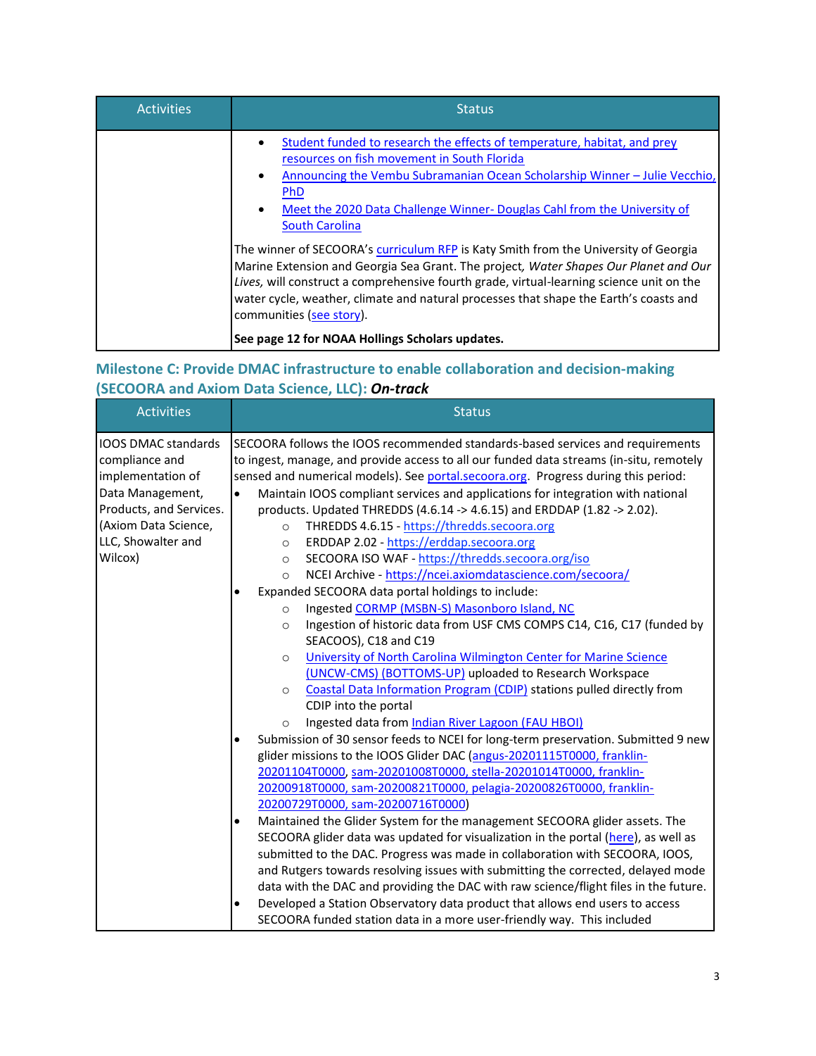| Activities | Status |
|---|---|
| | • Student funded to research the effects of temperature, habitat, and prey resources on fish movement in South Florida<br>• Announcing the Vembu Subramanian Ocean Scholarship Winner – Julie Vecchio, PhD<br>• Meet the 2020 Data Challenge Winner- Douglas Cahl from the University of South Carolina<br><br>The winner of SECOORA's curriculum RFP is Katy Smith from the University of Georgia Marine Extension and Georgia Sea Grant. The project, *Water Shapes Our Planet and Our Lives,* will construct a comprehensive fourth grade, virtual-learning science unit on the water cycle, weather, climate and natural processes that shape the Earth's coasts and communities (see story).<br><br>**See page 12 for NOAA Hollings Scholars updates.** |

### Milestone C: Provide DMAC infrastructure to enable collaboration and decision-making (SECOORA and Axiom Data Science, LLC): *On-track*

| Activities | Status |
|---|---|
| IOOS DMAC standards compliance and implementation of Data Management, Products, and Services. (Axiom Data Science, LLC, Showalter and Wilcox) | SECOORA follows the IOOS recommended standards-based services and requirements to ingest, manage, and provide access to all our funded data streams (in-situ, remotely sensed and numerical models). See portal.secoora.org. Progress during this period:<br>• Maintain IOOS compliant services and applications for integration with national products. Updated THREDDS (4.6.14 -> 4.6.15) and ERDDAP (1.82 -> 2.02).<br>  ○ THREDDS 4.6.15 - https://thredds.secoora.org<br>  ○ ERDDAP 2.02 - https://erddap.secoora.org<br>  ○ SECOORA ISO WAF - https://thredds.secoora.org/iso<br>  ○ NCEI Archive - https://ncei.axiomdatascience.com/secoora/<br>• Expanded SECOORA data portal holdings to include:<br>  ○ Ingested CORMP (MSBN-S) Masonboro Island, NC<br>  ○ Ingestion of historic data from USF CMS COMPS C14, C16, C17 (funded by SEACOOS), C18 and C19<br>  ○ University of North Carolina Wilmington Center for Marine Science (UNCW-CMS) (BOTTOMS-UP) uploaded to Research Workspace<br>  ○ Coastal Data Information Program (CDIP) stations pulled directly from CDIP into the portal<br>  ○ Ingested data from Indian River Lagoon (FAU HBOI)<br>• Submission of 30 sensor feeds to NCEI for long-term preservation. Submitted 9 new glider missions to the IOOS Glider DAC (angus-20201115T0000, franklin-20201104T0000, sam-20201008T0000, stella-20201014T0000, franklin-20200918T0000, sam-20200821T0000, pelagia-20200826T0000, franklin-20200729T0000, sam-20200716T0000)<br>• Maintained the Glider System for the management SECOORA glider assets. The SECOORA glider data was updated for visualization in the portal (here), as well as submitted to the DAC. Progress was made in collaboration with SECOORA, IOOS, and Rutgers towards resolving issues with submitting the corrected, delayed mode data with the DAC and providing the DAC with raw science/flight files in the future.<br>• Developed a Station Observatory data product that allows end users to access SECOORA funded station data in a more user-friendly way. This included |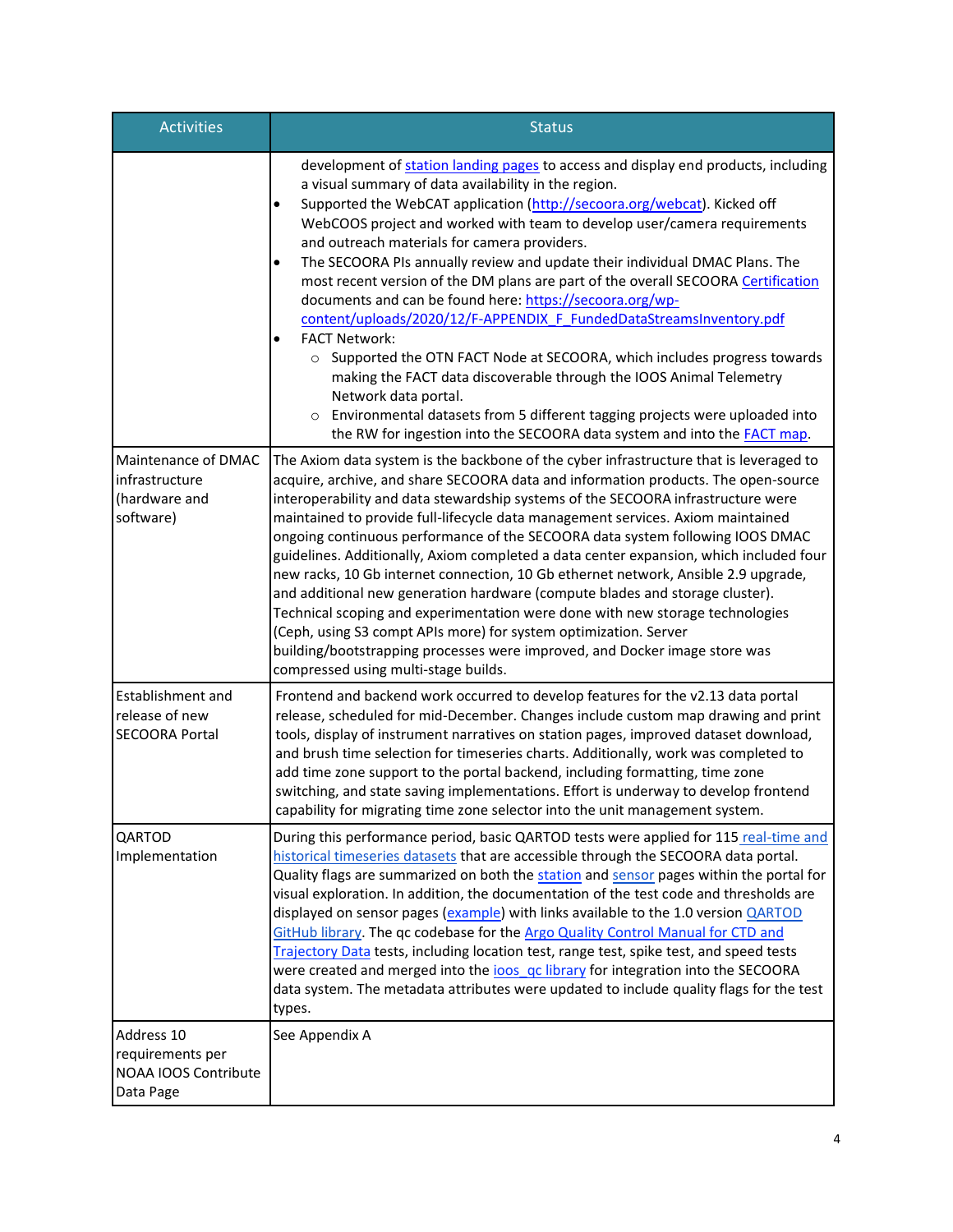| Activities | Status |
|---|---|
| | development of station landing pages to access and display end products, including a visual summary of data availability in the region.<br>• Supported the WebCAT application (http://secoora.org/webcat). Kicked off WebCOOS project and worked with team to develop user/camera requirements and outreach materials for camera providers.<br>• The SECOORA PIs annually review and update their individual DMAC Plans. The most recent version of the DM plans are part of the overall SECOORA Certification documents and can be found here: https://secoora.org/wp-content/uploads/2020/12/F-APPENDIX_F_FundedDataStreamsInventory.pdf<br>• FACT Network:<br>  ○ Supported the OTN FACT Node at SECOORA, which includes progress towards making the FACT data discoverable through the IOOS Animal Telemetry Network data portal.<br>  ○ Environmental datasets from 5 different tagging projects were uploaded into the RW for ingestion into the SECOORA data system and into the FACT map. |
| Maintenance of DMAC infrastructure (hardware and software) | The Axiom data system is the backbone of the cyber infrastructure that is leveraged to acquire, archive, and share SECOORA data and information products. The open-source interoperability and data stewardship systems of the SECOORA infrastructure were maintained to provide full-lifecycle data management services. Axiom maintained ongoing continuous performance of the SECOORA data system following IOOS DMAC guidelines. Additionally, Axiom completed a data center expansion, which included four new racks, 10 Gb internet connection, 10 Gb ethernet network, Ansible 2.9 upgrade, and additional new generation hardware (compute blades and storage cluster). Technical scoping and experimentation were done with new storage technologies (Ceph, using S3 compt APIs more) for system optimization. Server building/bootstrapping processes were improved, and Docker image store was compressed using multi-stage builds. |
| Establishment and release of new SECOORA Portal | Frontend and backend work occurred to develop features for the v2.13 data portal release, scheduled for mid-December. Changes include custom map drawing and print tools, display of instrument narratives on station pages, improved dataset download, and brush time selection for timeseries charts. Additionally, work was completed to add time zone support to the portal backend, including formatting, time zone switching, and state saving implementations. Effort is underway to develop frontend capability for migrating time zone selector into the unit management system. |
| QARTOD Implementation | During this performance period, basic QARTOD tests were applied for 115 real-time and historical timeseries datasets that are accessible through the SECOORA data portal. Quality flags are summarized on both the station and sensor pages within the portal for visual exploration. In addition, the documentation of the test code and thresholds are displayed on sensor pages (example) with links available to the 1.0 version QARTOD GitHub library. The qc codebase for the Argo Quality Control Manual for CTD and Trajectory Data tests, including location test, range test, spike test, and speed tests were created and merged into the ioos_qc library for integration into the SECOORA data system. The metadata attributes were updated to include quality flags for the test types. |
| Address 10 requirements per NOAA IOOS Contribute Data Page | See Appendix A |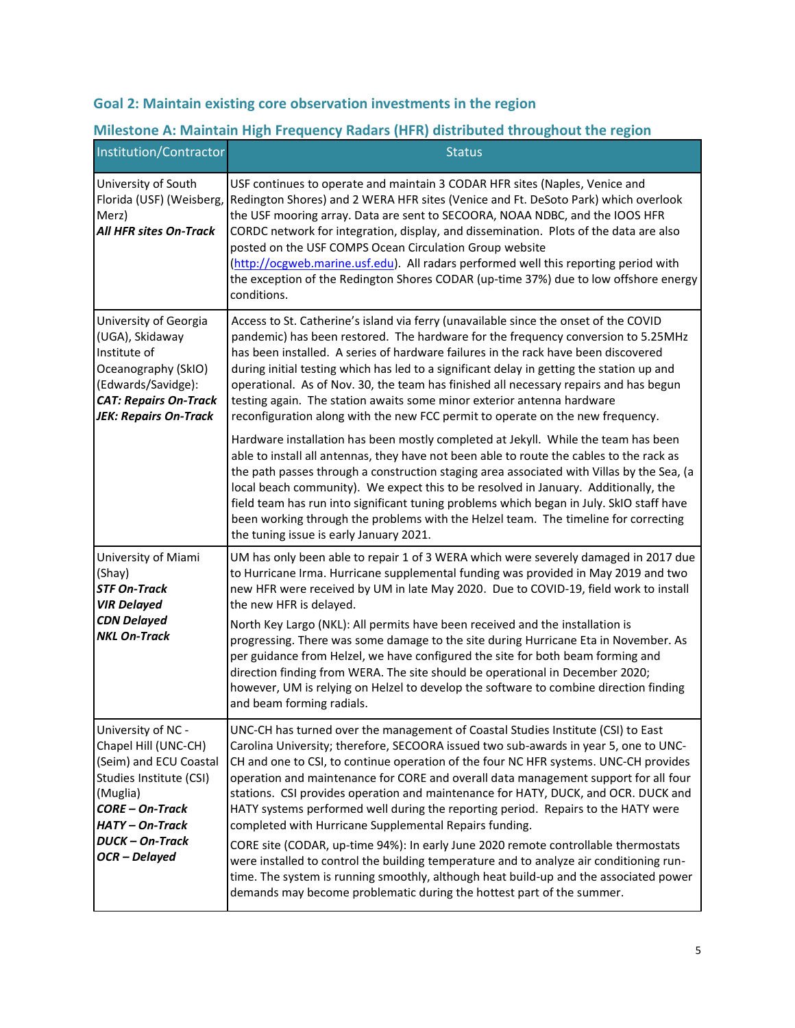## Goal 2: Maintain existing core observation investments in the region

### Milestone A: Maintain High Frequency Radars (HFR) distributed throughout the region

| Institution/Contractor | Status |
|---|---|
| University of South Florida (USF) (Weisberg, Merz)<br>***All HFR sites On-Track*** | USF continues to operate and maintain 3 CODAR HFR sites (Naples, Venice and Redington Shores) and 2 WERA HFR sites (Venice and Ft. DeSoto Park) which overlook the USF mooring array. Data are sent to SECOORA, NOAA NDBC, and the IOOS HFR CORDC network for integration, display, and dissemination. Plots of the data are also posted on the USF COMPS Ocean Circulation Group website (http://ocgweb.marine.usf.edu). All radars performed well this reporting period with the exception of the Redington Shores CODAR (up-time 37%) due to low offshore energy conditions. |
| University of Georgia (UGA), Skidaway Institute of Oceanography (SkIO) (Edwards/Savidge):<br>***CAT: Repairs On-Track***<br>***JEK: Repairs On-Track*** | Access to St. Catherine's island via ferry (unavailable since the onset of the COVID pandemic) has been restored. The hardware for the frequency conversion to 5.25MHz has been installed. A series of hardware failures in the rack have been discovered during initial testing which has led to a significant delay in getting the station up and operational. As of Nov. 30, the team has finished all necessary repairs and has begun testing again. The station awaits some minor exterior antenna hardware reconfiguration along with the new FCC permit to operate on the new frequency.<br><br>Hardware installation has been mostly completed at Jekyll. While the team has been able to install all antennas, they have not been able to route the cables to the rack as the path passes through a construction staging area associated with Villas by the Sea, (a local beach community). We expect this to be resolved in January. Additionally, the field team has run into significant tuning problems which began in July. SkIO staff have been working through the problems with the Helzel team. The timeline for correcting the tuning issue is early January 2021. |
| University of Miami (Shay)<br>***STF On-Track***<br>***VIR Delayed***<br>***CDN Delayed***<br>***NKL On-Track*** | UM has only been able to repair 1 of 3 WERA which were severely damaged in 2017 due to Hurricane Irma. Hurricane supplemental funding was provided in May 2019 and two new HFR were received by UM in late May 2020. Due to COVID-19, field work to install the new HFR is delayed.<br><br>North Key Largo (NKL): All permits have been received and the installation is progressing. There was some damage to the site during Hurricane Eta in November. As per guidance from Helzel, we have configured the site for both beam forming and direction finding from WERA. The site should be operational in December 2020; however, UM is relying on Helzel to develop the software to combine direction finding and beam forming radials. |
| University of NC - Chapel Hill (UNC-CH) (Seim) and ECU Coastal Studies Institute (CSI) (Muglia)<br>***CORE – On-Track***<br>***HATY – On-Track***<br>***DUCK – On-Track***<br>***OCR – Delayed*** | UNC-CH has turned over the management of Coastal Studies Institute (CSI) to East Carolina University; therefore, SECOORA issued two sub-awards in year 5, one to UNC-CH and one to CSI, to continue operation of the four NC HFR systems. UNC-CH provides operation and maintenance for CORE and overall data management support for all four stations. CSI provides operation and maintenance for HATY, DUCK, and OCR. DUCK and HATY systems performed well during the reporting period. Repairs to the HATY were completed with Hurricane Supplemental Repairs funding.<br><br>CORE site (CODAR, up-time 94%): In early June 2020 remote controllable thermostats were installed to control the building temperature and to analyze air conditioning run-time. The system is running smoothly, although heat build-up and the associated power demands may become problematic during the hottest part of the summer. |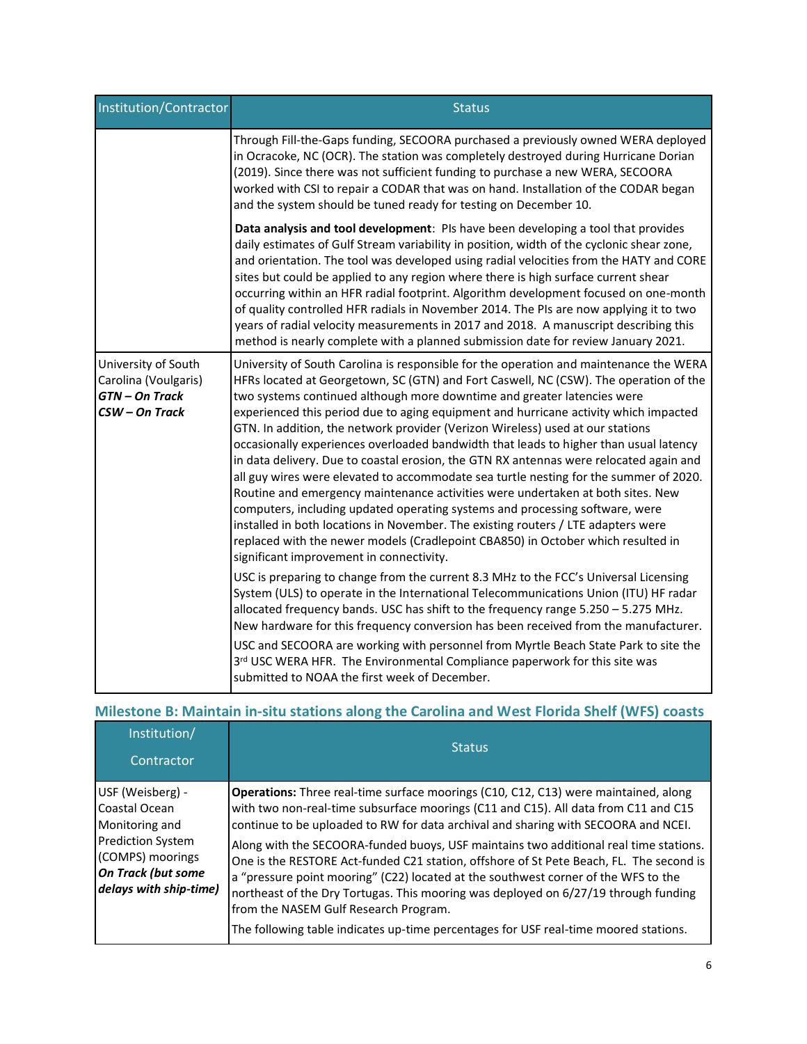| Institution/Contractor | Status |
| --- | --- |
| | Through Fill-the-Gaps funding, SECOORA purchased a previously owned WERA deployed in Ocracoke, NC (OCR). The station was completely destroyed during Hurricane Dorian (2019). Since there was not sufficient funding to purchase a new WERA, SECOORA worked with CSI to repair a CODAR that was on hand. Installation of the CODAR began and the system should be tuned ready for testing on December 10.<br><br>**Data analysis and tool development**: PIs have been developing a tool that provides daily estimates of Gulf Stream variability in position, width of the cyclonic shear zone, and orientation. The tool was developed using radial velocities from the HATY and CORE sites but could be applied to any region where there is high surface current shear occurring within an HFR radial footprint. Algorithm development focused on one-month of quality controlled HFR radials in November 2014. The PIs are now applying it to two years of radial velocity measurements in 2017 and 2018. A manuscript describing this method is nearly complete with a planned submission date for review January 2021. |
| University of South Carolina (Voulgaris)<br>***GTN – On Track***<br>***CSW – On Track*** | University of South Carolina is responsible for the operation and maintenance the WERA HFRs located at Georgetown, SC (GTN) and Fort Caswell, NC (CSW). The operation of the two systems continued although more downtime and greater latencies were experienced this period due to aging equipment and hurricane activity which impacted GTN. In addition, the network provider (Verizon Wireless) used at our stations occasionally experiences overloaded bandwidth that leads to higher than usual latency in data delivery. Due to coastal erosion, the GTN RX antennas were relocated again and all guy wires were elevated to accommodate sea turtle nesting for the summer of 2020. Routine and emergency maintenance activities were undertaken at both sites. New computers, including updated operating systems and processing software, were installed in both locations in November. The existing routers / LTE adapters were replaced with the newer models (Cradlepoint CBA850) in October which resulted in significant improvement in connectivity.<br><br>USC is preparing to change from the current 8.3 MHz to the FCC's Universal Licensing System (ULS) to operate in the International Telecommunications Union (ITU) HF radar allocated frequency bands. USC has shift to the frequency range 5.250 – 5.275 MHz. New hardware for this frequency conversion has been received from the manufacturer.<br><br>USC and SECOORA are working with personnel from Myrtle Beach State Park to site the 3rd USC WERA HFR. The Environmental Compliance paperwork for this site was submitted to NOAA the first week of December. |

## Milestone B: Maintain in-situ stations along the Carolina and West Florida Shelf (WFS) coasts

| Institution/ Contractor | Status |
| --- | --- |
| USF (Weisberg) - Coastal Ocean Monitoring and Prediction System (COMPS) moorings<br>***On Track (but some delays with ship-time)*** | **Operations:** Three real-time surface moorings (C10, C12, C13) were maintained, along with two non-real-time subsurface moorings (C11 and C15). All data from C11 and C15 continue to be uploaded to RW for data archival and sharing with SECOORA and NCEI.<br><br>Along with the SECOORA-funded buoys, USF maintains two additional real time stations. One is the RESTORE Act-funded C21 station, offshore of St Pete Beach, FL. The second is a "pressure point mooring" (C22) located at the southwest corner of the WFS to the northeast of the Dry Tortugas. This mooring was deployed on 6/27/19 through funding from the NASEM Gulf Research Program.<br><br>The following table indicates up-time percentages for USF real-time moored stations. |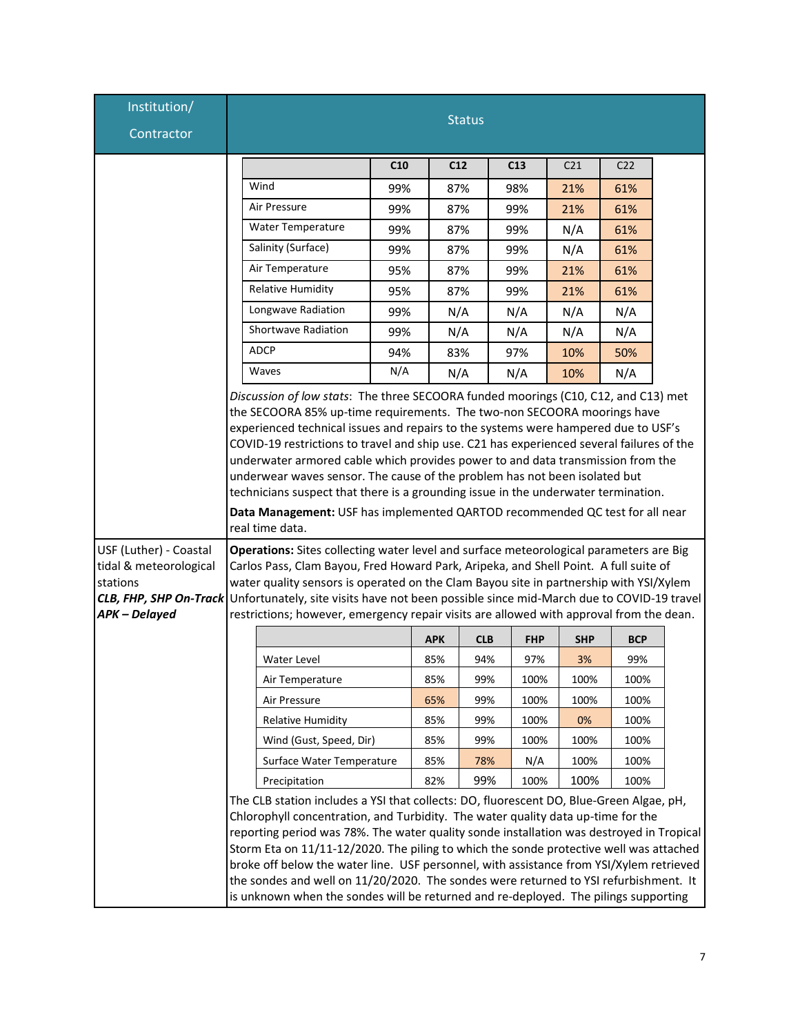| Institution/ Contractor | Status |
|---|---|
| | |

| | C10 | C12 | C13 | C21 | C22 |
|---|---|---|---|---|---|
| Wind | 99% | 87% | 98% | 21% | 61% |
| Air Pressure | 99% | 87% | 99% | 21% | 61% |
| Water Temperature | 99% | 87% | 99% | N/A | 61% |
| Salinity (Surface) | 99% | 87% | 99% | N/A | 61% |
| Air Temperature | 95% | 87% | 99% | 21% | 61% |
| Relative Humidity | 95% | 87% | 99% | 21% | 61% |
| Longwave Radiation | 99% | N/A | N/A | N/A | N/A |
| Shortwave Radiation | 99% | N/A | N/A | N/A | N/A |
| ADCP | 94% | 83% | 97% | 10% | 50% |
| Waves | N/A | N/A | N/A | 10% | N/A |

*Discussion of low stats*: The three SECOORA funded moorings (C10, C12, and C13) met the SECOORA 85% up-time requirements. The two-non SECOORA moorings have experienced technical issues and repairs to the systems were hampered due to USF's COVID-19 restrictions to travel and ship use. C21 has experienced several failures of the underwater armored cable which provides power to and data transmission from the underwear waves sensor. The cause of the problem has not been isolated but technicians suspect that there is a grounding issue in the underwater termination.

**Data Management:** USF has implemented QARTOD recommended QC test for all near real time data.

---

USF (Luther) - Coastal tidal & meteorological stations

***CLB, FHP, SHP On-Track***
***APK – Delayed***

**Operations:** Sites collecting water level and surface meteorological parameters are Big Carlos Pass, Clam Bayou, Fred Howard Park, Aripeka, and Shell Point. A full suite of water quality sensors is operated on the Clam Bayou site in partnership with YSI/Xylem Unfortunately, site visits have not been possible since mid-March due to COVID-19 travel restrictions; however, emergency repair visits are allowed with approval from the dean.

| | APK | CLB | FHP | SHP | BCP |
|---|---|---|---|---|---|
| Water Level | 85% | 94% | 97% | 3% | 99% |
| Air Temperature | 85% | 99% | 100% | 100% | 100% |
| Air Pressure | 65% | 99% | 100% | 100% | 100% |
| Relative Humidity | 85% | 99% | 100% | 0% | 100% |
| Wind (Gust, Speed, Dir) | 85% | 99% | 100% | 100% | 100% |
| Surface Water Temperature | 85% | 78% | N/A | 100% | 100% |
| Precipitation | 82% | 99% | 100% | 100% | 100% |

The CLB station includes a YSI that collects: DO, fluorescent DO, Blue-Green Algae, pH, Chlorophyll concentration, and Turbidity. The water quality data up-time for the reporting period was 78%. The water quality sonde installation was destroyed in Tropical Storm Eta on 11/11-12/2020. The piling to which the sonde protective well was attached broke off below the water line. USF personnel, with assistance from YSI/Xylem retrieved the sondes and well on 11/20/2020. The sondes were returned to YSI refurbishment. It is unknown when the sondes will be returned and re-deployed. The pilings supporting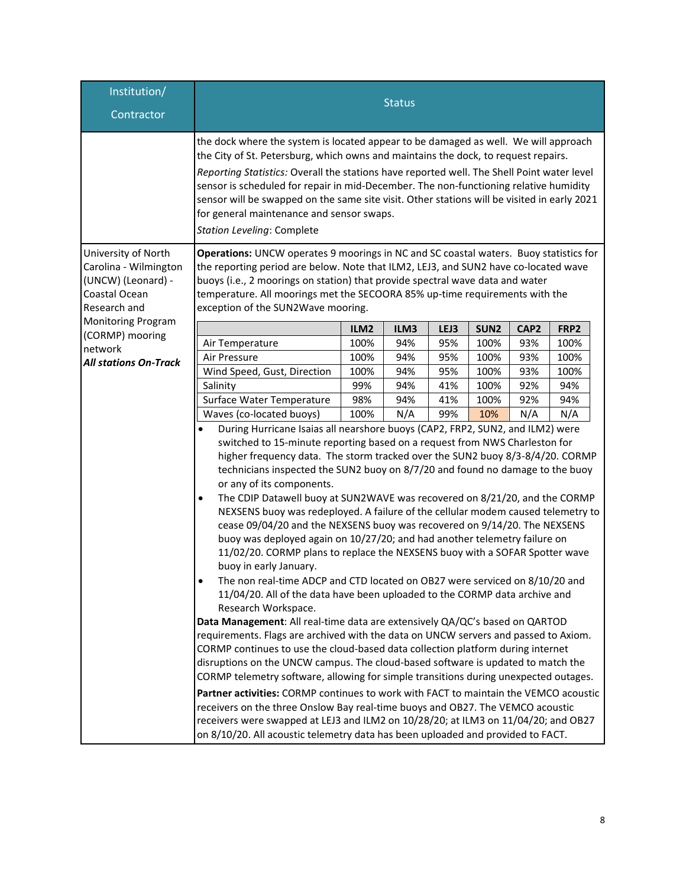| Institution/ Contractor | Status |
|---|---|
| | the dock where the system is located appear to be damaged as well. We will approach the City of St. Petersburg, which owns and maintains the dock, to request repairs.<br>*Reporting Statistics:* Overall the stations have reported well. The Shell Point water level sensor is scheduled for repair in mid-December. The non-functioning relative humidity sensor will be swapped on the same site visit. Other stations will be visited in early 2021 for general maintenance and sensor swaps.<br>*Station Leveling*: Complete |
| University of North Carolina - Wilmington (UNCW) (Leonard) - Coastal Ocean Research and Monitoring Program (CORMP) mooring network<br>***All stations On-Track*** | **Operations:** UNCW operates 9 moorings in NC and SC coastal waters. Buoy statistics for the reporting period are below. Note that ILM2, LEJ3, and SUN2 have co-located wave buoys (i.e., 2 moorings on station) that provide spectral wave data and water temperature. All moorings met the SECOORA 85% up-time requirements with the exception of the SUN2Wave mooring. |

| | ILM2 | ILM3 | LEJ3 | SUN2 | CAP2 | FRP2 |
|---|---|---|---|---|---|---|
| Air Temperature | 100% | 94% | 95% | 100% | 93% | 100% |
| Air Pressure | 100% | 94% | 95% | 100% | 93% | 100% |
| Wind Speed, Gust, Direction | 100% | 94% | 95% | 100% | 93% | 100% |
| Salinity | 99% | 94% | 41% | 100% | 92% | 94% |
| Surface Water Temperature | 98% | 94% | 41% | 100% | 92% | 94% |
| Waves (co-located buoys) | 100% | N/A | 99% | 10% | N/A | N/A |

- During Hurricane Isaias all nearshore buoys (CAP2, FRP2, SUN2, and ILM2) were switched to 15-minute reporting based on a request from NWS Charleston for higher frequency data. The storm tracked over the SUN2 buoy 8/3-8/4/20. CORMP technicians inspected the SUN2 buoy on 8/7/20 and found no damage to the buoy or any of its components.
- The CDIP Datawell buoy at SUN2WAVE was recovered on 8/21/20, and the CORMP NEXSENS buoy was redeployed. A failure of the cellular modem caused telemetry to cease 09/04/20 and the NEXSENS buoy was recovered on 9/14/20. The NEXSENS buoy was deployed again on 10/27/20; and had another telemetry failure on 11/02/20. CORMP plans to replace the NEXSENS buoy with a SOFAR Spotter wave buoy in early January.
- The non real-time ADCP and CTD located on OB27 were serviced on 8/10/20 and 11/04/20. All of the data have been uploaded to the CORMP data archive and Research Workspace.

**Data Management**: All real-time data are extensively QA/QC's based on QARTOD requirements. Flags are archived with the data on UNCW servers and passed to Axiom. CORMP continues to use the cloud-based data collection platform during internet disruptions on the UNCW campus. The cloud-based software is updated to match the CORMP telemetry software, allowing for simple transitions during unexpected outages.

**Partner activities:** CORMP continues to work with FACT to maintain the VEMCO acoustic receivers on the three Onslow Bay real-time buoys and OB27. The VEMCO acoustic receivers were swapped at LEJ3 and ILM2 on 10/28/20; at ILM3 on 11/04/20; and OB27 on 8/10/20. All acoustic telemetry data has been uploaded and provided to FACT.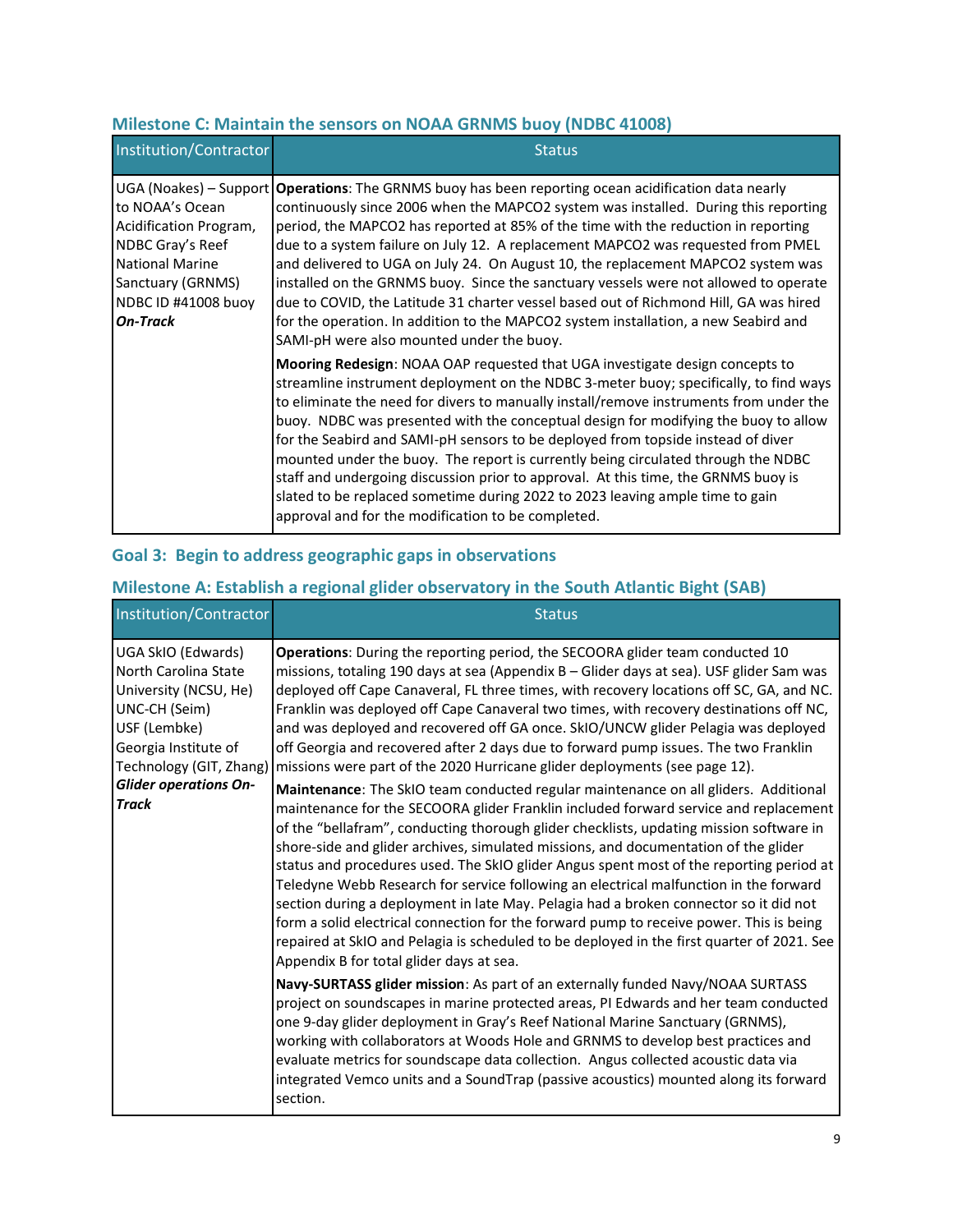### Milestone C: Maintain the sensors on NOAA GRNMS buoy (NDBC 41008)

| Institution/Contractor | Status |
|---|---|
| UGA (Noakes) – Support to NOAA's Ocean Acidification Program, NDBC Gray's Reef National Marine Sanctuary (GRNMS) NDBC ID #41008 buoy ***On-Track*** | **Operations**: The GRNMS buoy has been reporting ocean acidification data nearly continuously since 2006 when the MAPCO2 system was installed. During this reporting period, the MAPCO2 has reported at 85% of the time with the reduction in reporting due to a system failure on July 12. A replacement MAPCO2 was requested from PMEL and delivered to UGA on July 24. On August 10, the replacement MAPCO2 system was installed on the GRNMS buoy. Since the sanctuary vessels were not allowed to operate due to COVID, the Latitude 31 charter vessel based out of Richmond Hill, GA was hired for the operation. In addition to the MAPCO2 system installation, a new Seabird and SAMI-pH were also mounted under the buoy.<br><br>**Mooring Redesign**: NOAA OAP requested that UGA investigate design concepts to streamline instrument deployment on the NDBC 3-meter buoy; specifically, to find ways to eliminate the need for divers to manually install/remove instruments from under the buoy. NDBC was presented with the conceptual design for modifying the buoy to allow for the Seabird and SAMI-pH sensors to be deployed from topside instead of diver mounted under the buoy. The report is currently being circulated through the NDBC staff and undergoing discussion prior to approval. At this time, the GRNMS buoy is slated to be replaced sometime during 2022 to 2023 leaving ample time to gain approval and for the modification to be completed. |

## Goal 3: Begin to address geographic gaps in observations

### Milestone A: Establish a regional glider observatory in the South Atlantic Bight (SAB)

| Institution/Contractor | Status |
|---|---|
| UGA SkIO (Edwards)<br>North Carolina State University (NCSU, He)<br>UNC-CH (Seim)<br>USF (Lembke)<br>Georgia Institute of Technology (GIT, Zhang)<br>***Glider operations On-Track*** | **Operations**: During the reporting period, the SECOORA glider team conducted 10 missions, totaling 190 days at sea (Appendix B – Glider days at sea). USF glider Sam was deployed off Cape Canaveral, FL three times, with recovery locations off SC, GA, and NC. Franklin was deployed off Cape Canaveral two times, with recovery destinations off NC, and was deployed and recovered off GA once. SkIO/UNCW glider Pelagia was deployed off Georgia and recovered after 2 days due to forward pump issues. The two Franklin missions were part of the 2020 Hurricane glider deployments (see page 12).<br><br>**Maintenance**: The SkIO team conducted regular maintenance on all gliders. Additional maintenance for the SECOORA glider Franklin included forward service and replacement of the "bellafram", conducting thorough glider checklists, updating mission software in shore-side and glider archives, simulated missions, and documentation of the glider status and procedures used. The SkIO glider Angus spent most of the reporting period at Teledyne Webb Research for service following an electrical malfunction in the forward section during a deployment in late May. Pelagia had a broken connector so it did not form a solid electrical connection for the forward pump to receive power. This is being repaired at SkIO and Pelagia is scheduled to be deployed in the first quarter of 2021. See Appendix B for total glider days at sea.<br><br>**Navy-SURTASS glider mission**: As part of an externally funded Navy/NOAA SURTASS project on soundscapes in marine protected areas, PI Edwards and her team conducted one 9-day glider deployment in Gray's Reef National Marine Sanctuary (GRNMS), working with collaborators at Woods Hole and GRNMS to develop best practices and evaluate metrics for soundscape data collection. Angus collected acoustic data via integrated Vemco units and a SoundTrap (passive acoustics) mounted along its forward section. |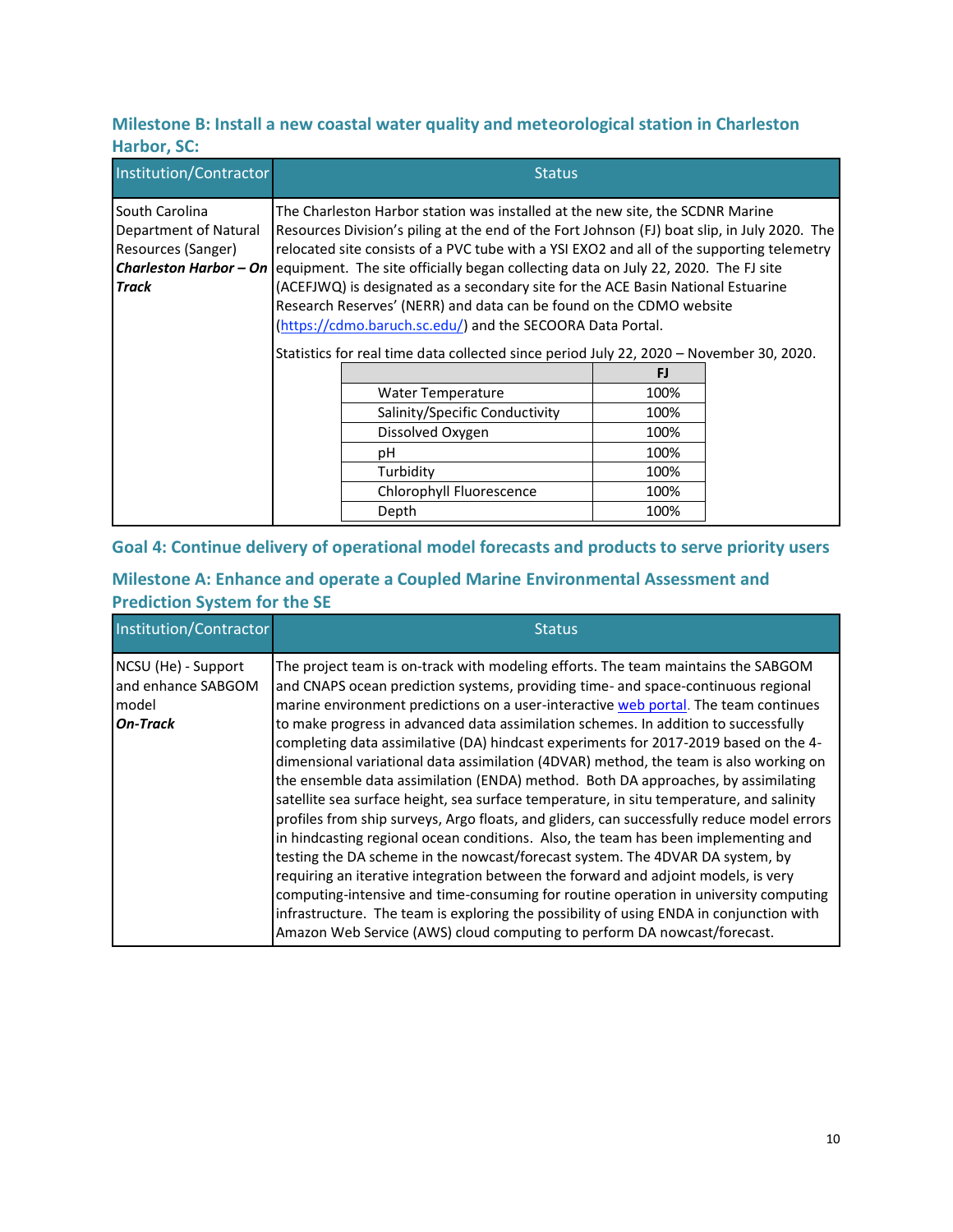### Milestone B: Install a new coastal water quality and meteorological station in Charleston Harbor, SC:

<table>
<tr><th>Institution/Contractor</th><th>Status</th></tr>
<tr><td>South Carolina Department of Natural Resources (Sanger)<br><strong><em>Charleston Harbor – On Track</em></strong></td><td>The Charleston Harbor station was installed at the new site, the SCDNR Marine Resources Division's piling at the end of the Fort Johnson (FJ) boat slip, in July 2020. The relocated site consists of a PVC tube with a YSI EXO2 and all of the supporting telemetry equipment. The site officially began collecting data on July 22, 2020. The FJ site (ACEFJWQ) is designated as a secondary site for the ACE Basin National Estuarine Research Reserves' (NERR) and data can be found on the CDMO website (https://cdmo.baruch.sc.edu/) and the SECOORA Data Portal.<br><br>Statistics for real time data collected since period July 22, 2020 – November 30, 2020.<br><br><table><tr><th></th><th>FJ</th></tr><tr><td>Water Temperature</td><td>100%</td></tr><tr><td>Salinity/Specific Conductivity</td><td>100%</td></tr><tr><td>Dissolved Oxygen</td><td>100%</td></tr><tr><td>pH</td><td>100%</td></tr><tr><td>Turbidity</td><td>100%</td></tr><tr><td>Chlorophyll Fluorescence</td><td>100%</td></tr><tr><td>Depth</td><td>100%</td></tr></table></td></tr>
</table>

### Goal 4: Continue delivery of operational model forecasts and products to serve priority users

### Milestone A: Enhance and operate a Coupled Marine Environmental Assessment and Prediction System for the SE

| Institution/Contractor | Status |
|---|---|
| NCSU (He) - Support and enhance SABGOM model<br>***On-Track*** | The project team is on-track with modeling efforts. The team maintains the SABGOM and CNAPS ocean prediction systems, providing time- and space-continuous regional marine environment predictions on a user-interactive web portal. The team continues to make progress in advanced data assimilation schemes. In addition to successfully completing data assimilative (DA) hindcast experiments for 2017-2019 based on the 4-dimensional variational data assimilation (4DVAR) method, the team is also working on the ensemble data assimilation (ENDA) method. Both DA approaches, by assimilating satellite sea surface height, sea surface temperature, in situ temperature, and salinity profiles from ship surveys, Argo floats, and gliders, can successfully reduce model errors in hindcasting regional ocean conditions. Also, the team has been implementing and testing the DA scheme in the nowcast/forecast system. The 4DVAR DA system, by requiring an iterative integration between the forward and adjoint models, is very computing-intensive and time-consuming for routine operation in university computing infrastructure. The team is exploring the possibility of using ENDA in conjunction with Amazon Web Service (AWS) cloud computing to perform DA nowcast/forecast. |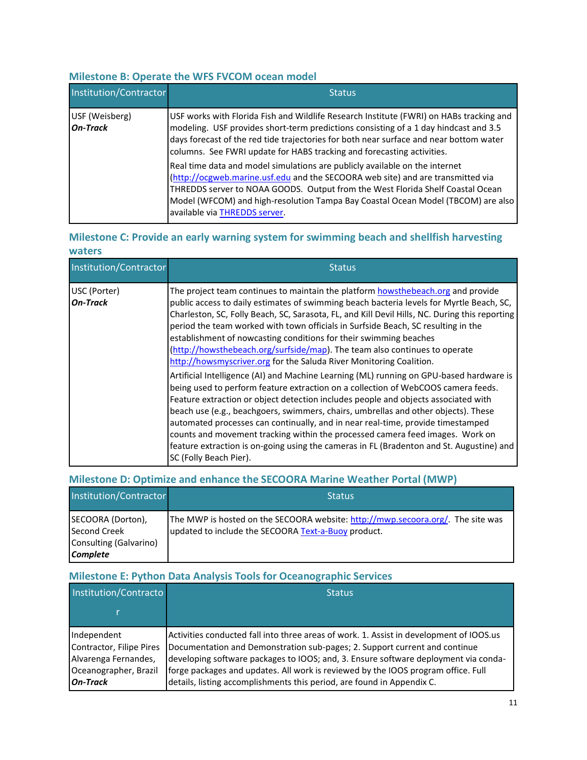### Milestone B: Operate the WFS FVCOM ocean model

| Institution/Contractor | Status |
|---|---|
| USF (Weisberg)<br>***On-Track*** | USF works with Florida Fish and Wildlife Research Institute (FWRI) on HABs tracking and modeling. USF provides short-term predictions consisting of a 1 day hindcast and 3.5 days forecast of the red tide trajectories for both near surface and near bottom water columns. See FWRI update for HABS tracking and forecasting activities.<br>Real time data and model simulations are publicly available on the internet (http://ocgweb.marine.usf.edu and the SECOORA web site) and are transmitted via THREDDS server to NOAA GOODS. Output from the West Florida Shelf Coastal Ocean Model (WFCOM) and high-resolution Tampa Bay Coastal Ocean Model (TBCOM) are also available via THREDDS server. |

### Milestone C: Provide an early warning system for swimming beach and shellfish harvesting waters

| Institution/Contractor | Status |
|---|---|
| USC (Porter)<br>***On-Track*** | The project team continues to maintain the platform howsthebeach.org and provide public access to daily estimates of swimming beach bacteria levels for Myrtle Beach, SC, Charleston, SC, Folly Beach, SC, Sarasota, FL, and Kill Devil Hills, NC. During this reporting period the team worked with town officials in Surfside Beach, SC resulting in the establishment of nowcasting conditions for their swimming beaches (http://howsthebeach.org/surfside/map). The team also continues to operate http://howsmyscriver.org for the Saluda River Monitoring Coalition.<br>Artificial Intelligence (AI) and Machine Learning (ML) running on GPU-based hardware is being used to perform feature extraction on a collection of WebCOOS camera feeds. Feature extraction or object detection includes people and objects associated with beach use (e.g., beachgoers, swimmers, chairs, umbrellas and other objects). These automated processes can continually, and in near real-time, provide timestamped counts and movement tracking within the processed camera feed images. Work on feature extraction is on-going using the cameras in FL (Bradenton and St. Augustine) and SC (Folly Beach Pier). |

### Milestone D: Optimize and enhance the SECOORA Marine Weather Portal (MWP)

| Institution/Contractor | Status |
|---|---|
| SECOORA (Dorton), Second Creek Consulting (Galvarino)<br>***Complete*** | The MWP is hosted on the SECOORA website: http://mwp.secoora.org/. The site was updated to include the SECOORA Text-a-Buoy product. |

### Milestone E: Python Data Analysis Tools for Oceanographic Services

| Institution/Contractor | Status |
|---|---|
| Independent Contractor, Filipe Pires Alvarenga Fernandes, Oceanographer, Brazil<br>***On-Track*** | Activities conducted fall into three areas of work. 1. Assist in development of IOOS.us Documentation and Demonstration sub-pages; 2. Support current and continue developing software packages to IOOS; and, 3. Ensure software deployment via conda-forge packages and updates. All work is reviewed by the IOOS program office. Full details, listing accomplishments this period, are found in Appendix C. |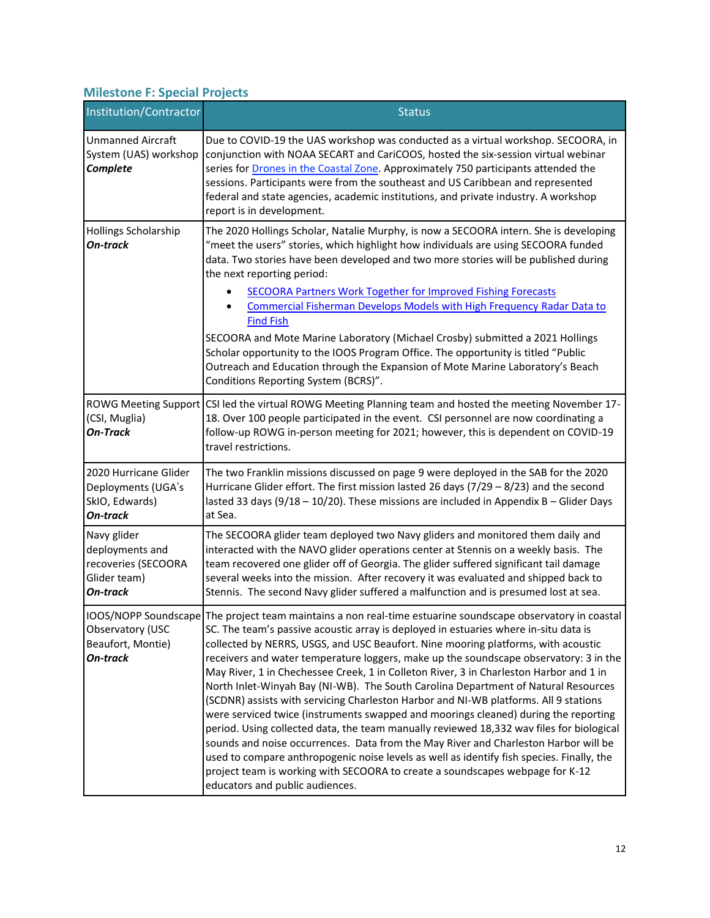### Milestone F: Special Projects

| Institution/Contractor | Status |
|---|---|
| Unmanned Aircraft System (UAS) workshop ***Complete*** | Due to COVID-19 the UAS workshop was conducted as a virtual workshop. SECOORA, in conjunction with NOAA SECART and CariCOOS, hosted the six-session virtual webinar series for Drones in the Coastal Zone. Approximately 750 participants attended the sessions. Participants were from the southeast and US Caribbean and represented federal and state agencies, academic institutions, and private industry. A workshop report is in development. |
| Hollings Scholarship ***On-track*** | The 2020 Hollings Scholar, Natalie Murphy, is now a SECOORA intern. She is developing "meet the users" stories, which highlight how individuals are using SECOORA funded data. Two stories have been developed and two more stories will be published during the next reporting period:<br>• SECOORA Partners Work Together for Improved Fishing Forecasts<br>• Commercial Fisherman Develops Models with High Frequency Radar Data to Find Fish<br>SECOORA and Mote Marine Laboratory (Michael Crosby) submitted a 2021 Hollings Scholar opportunity to the IOOS Program Office. The opportunity is titled "Public Outreach and Education through the Expansion of Mote Marine Laboratory's Beach Conditions Reporting System (BCRS)". |
| ROWG Meeting Support (CSI, Muglia) ***On-Track*** | CSI led the virtual ROWG Meeting Planning team and hosted the meeting November 17-18. Over 100 people participated in the event. CSI personnel are now coordinating a follow-up ROWG in-person meeting for 2021; however, this is dependent on COVID-19 travel restrictions. |
| 2020 Hurricane Glider Deployments (UGA's SkIO, Edwards) ***On-track*** | The two Franklin missions discussed on page 9 were deployed in the SAB for the 2020 Hurricane Glider effort. The first mission lasted 26 days (7/29 – 8/23) and the second lasted 33 days (9/18 – 10/20). These missions are included in Appendix B – Glider Days at Sea. |
| Navy glider deployments and recoveries (SECOORA Glider team) ***On-track*** | The SECOORA glider team deployed two Navy gliders and monitored them daily and interacted with the NAVO glider operations center at Stennis on a weekly basis. The team recovered one glider off of Georgia. The glider suffered significant tail damage several weeks into the mission. After recovery it was evaluated and shipped back to Stennis. The second Navy glider suffered a malfunction and is presumed lost at sea. |
| IOOS/NOPP Soundscape Observatory (USC Beaufort, Montie) ***On-track*** | The project team maintains a non real-time estuarine soundscape observatory in coastal SC. The team's passive acoustic array is deployed in estuaries where in-situ data is collected by NERRS, USGS, and USC Beaufort. Nine mooring platforms, with acoustic receivers and water temperature loggers, make up the soundscape observatory: 3 in the May River, 1 in Chechessee Creek, 1 in Colleton River, 3 in Charleston Harbor and 1 in North Inlet-Winyah Bay (NI-WB). The South Carolina Department of Natural Resources (SCDNR) assists with servicing Charleston Harbor and NI-WB platforms. All 9 stations were serviced twice (instruments swapped and moorings cleaned) during the reporting period. Using collected data, the team manually reviewed 18,332 wav files for biological sounds and noise occurrences. Data from the May River and Charleston Harbor will be used to compare anthropogenic noise levels as well as identify fish species. Finally, the project team is working with SECOORA to create a soundscapes webpage for K-12 educators and public audiences. |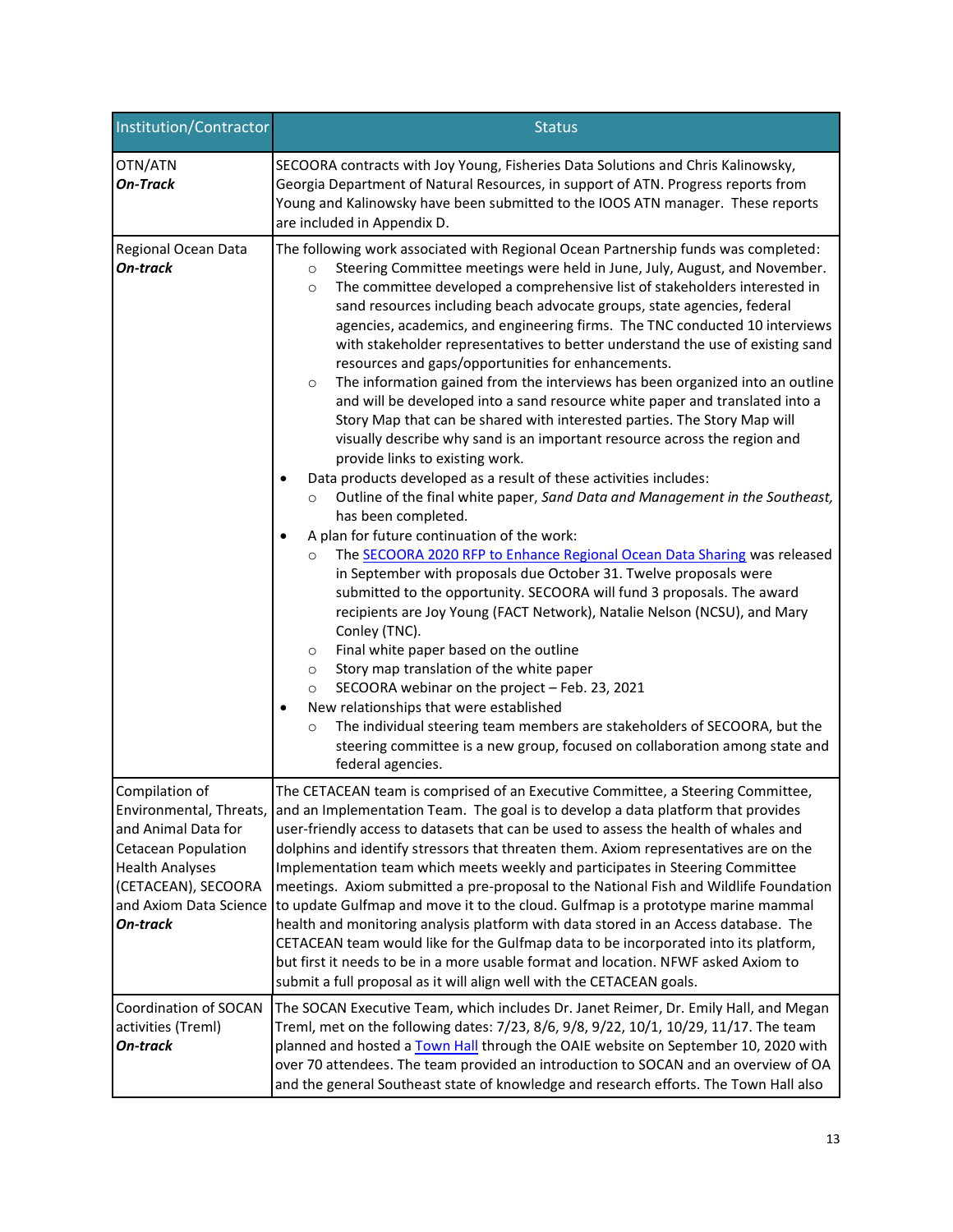| Institution/Contractor | Status |
|---|---|
| OTN/ATN<br>***On-Track*** | SECOORA contracts with Joy Young, Fisheries Data Solutions and Chris Kalinowsky, Georgia Department of Natural Resources, in support of ATN. Progress reports from Young and Kalinowsky have been submitted to the IOOS ATN manager. These reports are included in Appendix D. |
| Regional Ocean Data<br>***On-track*** | The following work associated with Regional Ocean Partnership funds was completed:<br>◦ Steering Committee meetings were held in June, July, August, and November.<br>◦ The committee developed a comprehensive list of stakeholders interested in sand resources including beach advocate groups, state agencies, federal agencies, academics, and engineering firms. The TNC conducted 10 interviews with stakeholder representatives to better understand the use of existing sand resources and gaps/opportunities for enhancements.<br>◦ The information gained from the interviews has been organized into an outline and will be developed into a sand resource white paper and translated into a Story Map that can be shared with interested parties. The Story Map will visually describe why sand is an important resource across the region and provide links to existing work.<br>• Data products developed as a result of these activities includes:<br>◦ Outline of the final white paper, *Sand Data and Management in the Southeast,* has been completed.<br>• A plan for future continuation of the work:<br>◦ The SECOORA 2020 RFP to Enhance Regional Ocean Data Sharing was released in September with proposals due October 31. Twelve proposals were submitted to the opportunity. SECOORA will fund 3 proposals. The award recipients are Joy Young (FACT Network), Natalie Nelson (NCSU), and Mary Conley (TNC).<br>◦ Final white paper based on the outline<br>◦ Story map translation of the white paper<br>◦ SECOORA webinar on the project – Feb. 23, 2021<br>• New relationships that were established<br>◦ The individual steering team members are stakeholders of SECOORA, but the steering committee is a new group, focused on collaboration among state and federal agencies. |
| Compilation of Environmental, Threats, and Animal Data for Cetacean Population Health Analyses (CETACEAN), SECOORA and Axiom Data Science<br>***On-track*** | The CETACEAN team is comprised of an Executive Committee, a Steering Committee, and an Implementation Team. The goal is to develop a data platform that provides user-friendly access to datasets that can be used to assess the health of whales and dolphins and identify stressors that threaten them. Axiom representatives are on the Implementation team which meets weekly and participates in Steering Committee meetings. Axiom submitted a pre-proposal to the National Fish and Wildlife Foundation to update Gulfmap and move it to the cloud. Gulfmap is a prototype marine mammal health and monitoring analysis platform with data stored in an Access database. The CETACEAN team would like for the Gulfmap data to be incorporated into its platform, but first it needs to be in a more usable format and location. NFWF asked Axiom to submit a full proposal as it will align well with the CETACEAN goals. |
| Coordination of SOCAN activities (Treml)<br>***On-track*** | The SOCAN Executive Team, which includes Dr. Janet Reimer, Dr. Emily Hall, and Megan Treml, met on the following dates: 7/23, 8/6, 9/8, 9/22, 10/1, 10/29, 11/17. The team planned and hosted a Town Hall through the OAIE website on September 10, 2020 with over 70 attendees. The team provided an introduction to SOCAN and an overview of OA and the general Southeast state of knowledge and research efforts. The Town Hall also |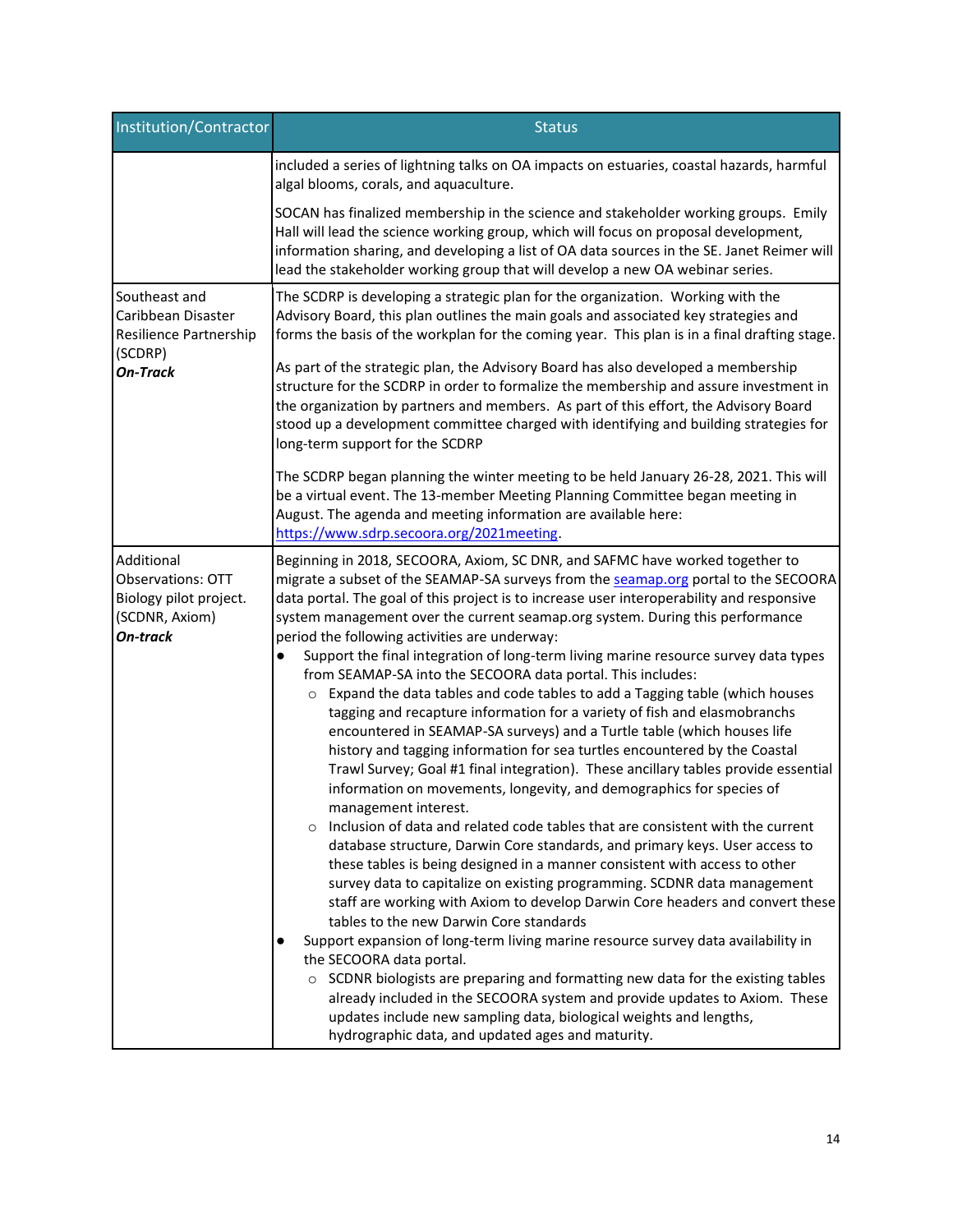| Institution/Contractor | Status |
|---|---|
| | included a series of lightning talks on OA impacts on estuaries, coastal hazards, harmful algal blooms, corals, and aquaculture.<br><br>SOCAN has finalized membership in the science and stakeholder working groups. Emily Hall will lead the science working group, which will focus on proposal development, information sharing, and developing a list of OA data sources in the SE. Janet Reimer will lead the stakeholder working group that will develop a new OA webinar series. |
| Southeast and Caribbean Disaster Resilience Partnership (SCDRP)<br>***On-Track*** | The SCDRP is developing a strategic plan for the organization. Working with the Advisory Board, this plan outlines the main goals and associated key strategies and forms the basis of the workplan for the coming year. This plan is in a final drafting stage.<br><br>As part of the strategic plan, the Advisory Board has also developed a membership structure for the SCDRP in order to formalize the membership and assure investment in the organization by partners and members. As part of this effort, the Advisory Board stood up a development committee charged with identifying and building strategies for long-term support for the SCDRP<br><br>The SCDRP began planning the winter meeting to be held January 26-28, 2021. This will be a virtual event. The 13-member Meeting Planning Committee began meeting in August. The agenda and meeting information are available here: https://www.sdrp.secoora.org/2021meeting. |
| Additional Observations: OTT Biology pilot project. (SCDNR, Axiom)<br>***On-track*** | Beginning in 2018, SECOORA, Axiom, SC DNR, and SAFMC have worked together to migrate a subset of the SEAMAP-SA surveys from the seamap.org portal to the SECOORA data portal. The goal of this project is to increase user interoperability and responsive system management over the current seamap.org system. During this performance period the following activities are underway:<br>● Support the final integration of long-term living marine resource survey data types from SEAMAP-SA into the SECOORA data portal. This includes:<br>&nbsp;&nbsp;&nbsp;&nbsp;○ Expand the data tables and code tables to add a Tagging table (which houses tagging and recapture information for a variety of fish and elasmobranchs encountered in SEAMAP-SA surveys) and a Turtle table (which houses life history and tagging information for sea turtles encountered by the Coastal Trawl Survey; Goal #1 final integration). These ancillary tables provide essential information on movements, longevity, and demographics for species of management interest.<br>&nbsp;&nbsp;&nbsp;&nbsp;○ Inclusion of data and related code tables that are consistent with the current database structure, Darwin Core standards, and primary keys. User access to these tables is being designed in a manner consistent with access to other survey data to capitalize on existing programming. SCDNR data management staff are working with Axiom to develop Darwin Core headers and convert these tables to the new Darwin Core standards<br>● Support expansion of long-term living marine resource survey data availability in the SECOORA data portal.<br>&nbsp;&nbsp;&nbsp;&nbsp;○ SCDNR biologists are preparing and formatting new data for the existing tables already included in the SECOORA system and provide updates to Axiom. These updates include new sampling data, biological weights and lengths, hydrographic data, and updated ages and maturity. |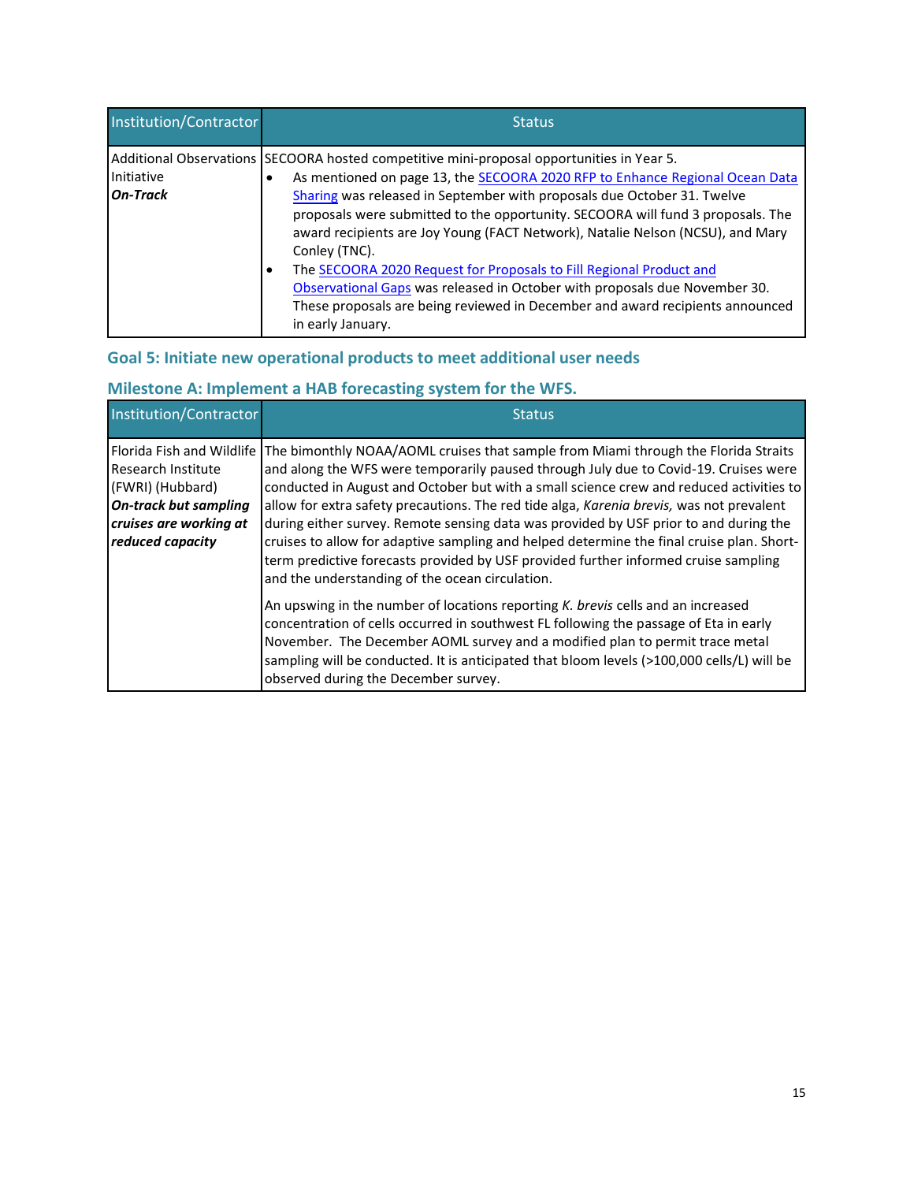| Institution/Contractor | Status |
| --- | --- |
| Additional Observations Initiative ***On-Track*** | SECOORA hosted competitive mini-proposal opportunities in Year 5. <br>• As mentioned on page 13, the [SECOORA 2020 RFP to Enhance Regional Ocean Data Sharing]() was released in September with proposals due October 31. Twelve proposals were submitted to the opportunity. SECOORA will fund 3 proposals. The award recipients are Joy Young (FACT Network), Natalie Nelson (NCSU), and Mary Conley (TNC). <br>• The [SECOORA 2020 Request for Proposals to Fill Regional Product and Observational Gaps]() was released in October with proposals due November 30. These proposals are being reviewed in December and award recipients announced in early January. |

## Goal 5: Initiate new operational products to meet additional user needs

### Milestone A: Implement a HAB forecasting system for the WFS.

| Institution/Contractor | Status |
| --- | --- |
| Florida Fish and Wildlife Research Institute (FWRI) (Hubbard) ***On-track but sampling cruises are working at reduced capacity*** | The bimonthly NOAA/AOML cruises that sample from Miami through the Florida Straits and along the WFS were temporarily paused through July due to Covid-19. Cruises were conducted in August and October but with a small science crew and reduced activities to allow for extra safety precautions. The red tide alga, *Karenia brevis,* was not prevalent during either survey. Remote sensing data was provided by USF prior to and during the cruises to allow for adaptive sampling and helped determine the final cruise plan. Short-term predictive forecasts provided by USF provided further informed cruise sampling and the understanding of the ocean circulation. <br><br>An upswing in the number of locations reporting *K. brevis* cells and an increased concentration of cells occurred in southwest FL following the passage of Eta in early November. The December AOML survey and a modified plan to permit trace metal sampling will be conducted. It is anticipated that bloom levels (>100,000 cells/L) will be observed during the December survey. |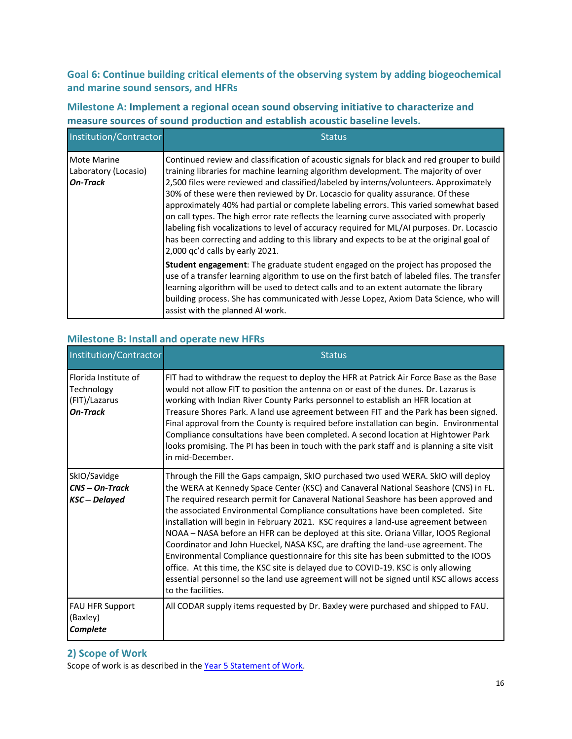### Goal 6: Continue building critical elements of the observing system by adding biogeochemical and marine sound sensors, and HFRs

#### Milestone A: Implement a regional ocean sound observing initiative to characterize and measure sources of sound production and establish acoustic baseline levels.

| Institution/Contractor | Status |
|---|---|
| Mote Marine Laboratory (Locasio)<br>***On-Track*** | Continued review and classification of acoustic signals for black and red grouper to build training libraries for machine learning algorithm development. The majority of over 2,500 files were reviewed and classified/labeled by interns/volunteers. Approximately 30% of these were then reviewed by Dr. Locascio for quality assurance. Of these approximately 40% had partial or complete labeling errors. This varied somewhat based on call types. The high error rate reflects the learning curve associated with properly labeling fish vocalizations to level of accuracy required for ML/AI purposes. Dr. Locascio has been correcting and adding to this library and expects to be at the original goal of 2,000 qc'd calls by early 2021.<br><br>**Student engagement**: The graduate student engaged on the project has proposed the use of a transfer learning algorithm to use on the first batch of labeled files. The transfer learning algorithm will be used to detect calls and to an extent automate the library building process. She has communicated with Jesse Lopez, Axiom Data Science, who will assist with the planned AI work. |

#### Milestone B: Install and operate new HFRs

| Institution/Contractor | Status |
|---|---|
| Florida Institute of Technology (FIT)/Lazarus<br>***On-Track*** | FIT had to withdraw the request to deploy the HFR at Patrick Air Force Base as the Base would not allow FIT to position the antenna on or east of the dunes. Dr. Lazarus is working with Indian River County Parks personnel to establish an HFR location at Treasure Shores Park. A land use agreement between FIT and the Park has been signed. Final approval from the County is required before installation can begin. Environmental Compliance consultations have been completed. A second location at Hightower Park looks promising. The PI has been in touch with the park staff and is planning a site visit in mid-December. |
| SkIO/Savidge<br>***CNS – On-Track***<br>***KSC – Delayed*** | Through the Fill the Gaps campaign, SkIO purchased two used WERA. SkIO will deploy the WERA at Kennedy Space Center (KSC) and Canaveral National Seashore (CNS) in FL. The required research permit for Canaveral National Seashore has been approved and the associated Environmental Compliance consultations have been completed. Site installation will begin in February 2021. KSC requires a land-use agreement between NOAA – NASA before an HFR can be deployed at this site. Oriana Villar, IOOS Regional Coordinator and John Hueckel, NASA KSC, are drafting the land-use agreement. The Environmental Compliance questionnaire for this site has been submitted to the IOOS office. At this time, the KSC site is delayed due to COVID-19. KSC is only allowing essential personnel so the land use agreement will not be signed until KSC allows access to the facilities. |
| FAU HFR Support (Baxley)<br>***Complete*** | All CODAR supply items requested by Dr. Baxley were purchased and shipped to FAU. |

## 2) Scope of Work

Scope of work is as described in the Year 5 Statement of Work.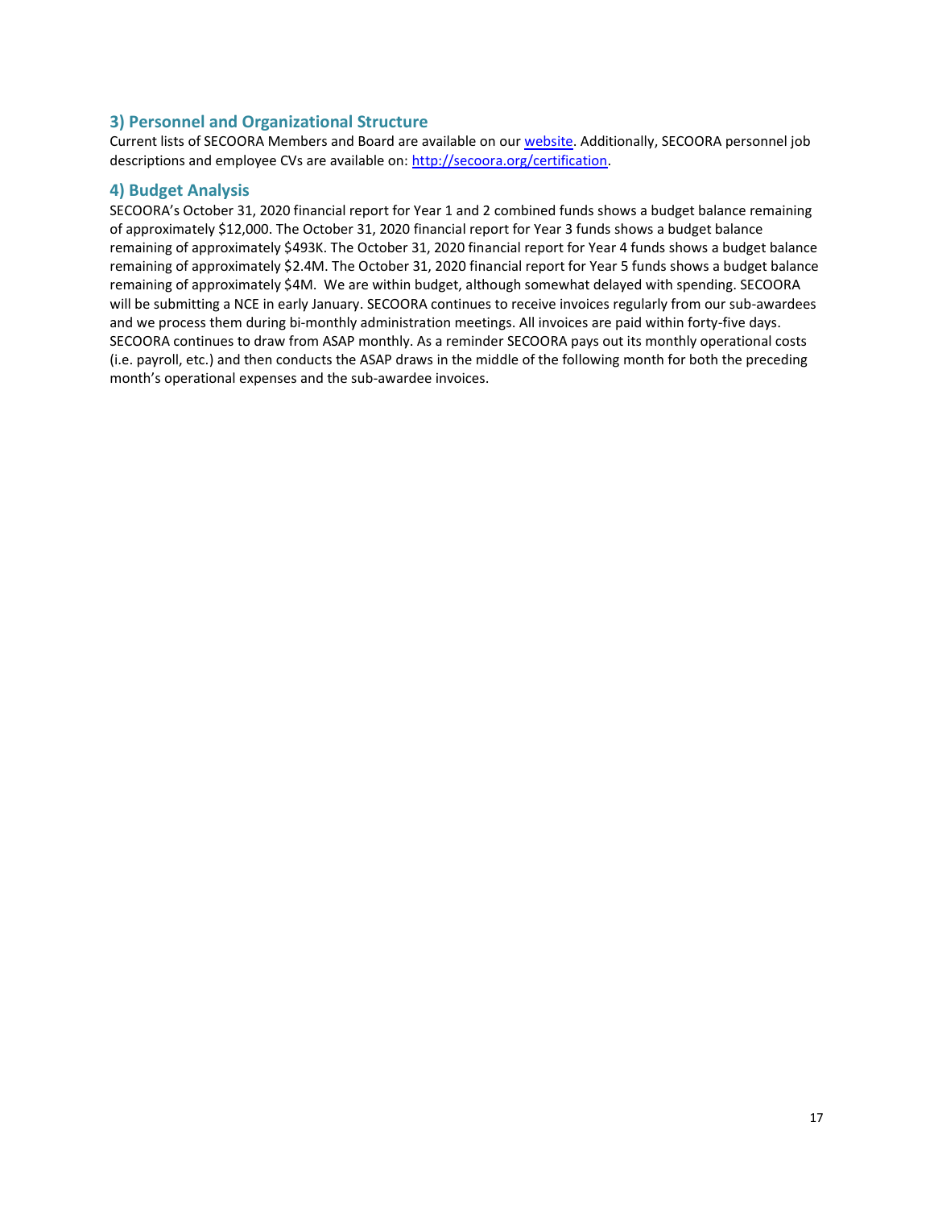## 3) Personnel and Organizational Structure

Current lists of SECOORA Members and Board are available on our [website](website). Additionally, SECOORA personnel job descriptions and employee CVs are available on: [http://secoora.org/certification](http://secoora.org/certification).

## 4) Budget Analysis

SECOORA's October 31, 2020 financial report for Year 1 and 2 combined funds shows a budget balance remaining of approximately $12,000. The October 31, 2020 financial report for Year 3 funds shows a budget balance remaining of approximately $493K. The October 31, 2020 financial report for Year 4 funds shows a budget balance remaining of approximately $2.4M. The October 31, 2020 financial report for Year 5 funds shows a budget balance remaining of approximately $4M. We are within budget, although somewhat delayed with spending. SECOORA will be submitting a NCE in early January. SECOORA continues to receive invoices regularly from our sub-awardees and we process them during bi-monthly administration meetings. All invoices are paid within forty-five days. SECOORA continues to draw from ASAP monthly. As a reminder SECOORA pays out its monthly operational costs (i.e. payroll, etc.) and then conducts the ASAP draws in the middle of the following month for both the preceding month's operational expenses and the sub-awardee invoices.